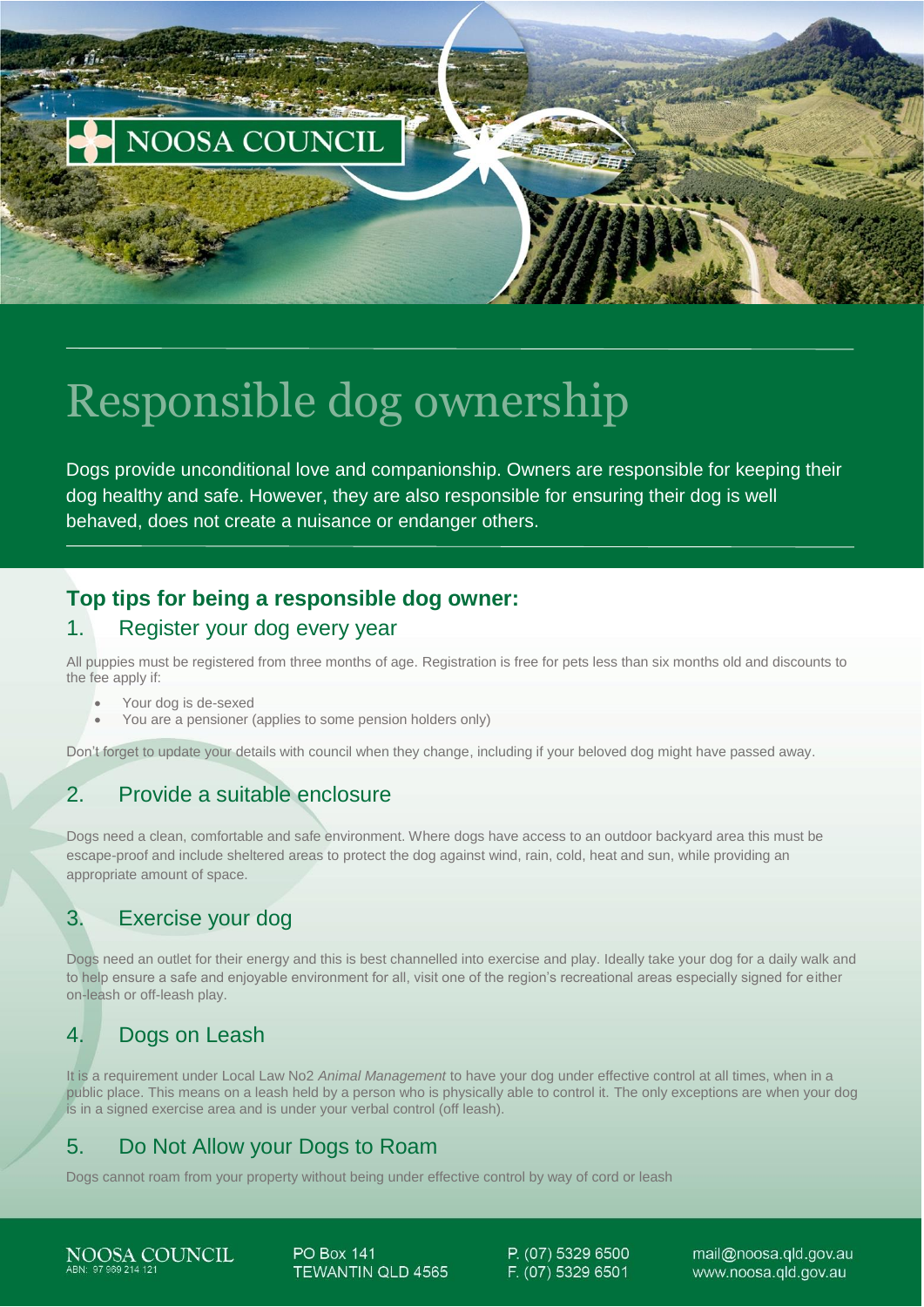# Responsible dog ownership

Dogs provide unconditional love and companionship. Owners are responsible for keeping their dog healthy and safe. However, they are also responsible for ensuring their dog is well behaved, does not create a nuisance or endanger others.

## Top tips for being a responsible dog owner:

### 1. Register your dog every year

All puppies must be registered from three months of age. Registration is free for pets less than six months old and discounts to the fee apply if:

- Your dog is de-sexed
- You are a pensioner (applies to some pension holders only)

Don't forget to update your details with council when they change, including if your beloved dog might have passed away.

### 2. Provide a suitable enclosure

Dogs need a clean, comfortable and safe environment. Where dogs have access to an outdoor backyard area this must be escape-proof and include sheltered areas to protect the dog against wind, rain, cold, heat and sun, while providing an appropriate amount of space.

### 3. Exercise your dog

Dogs need an outlet for their energy and this is best channelled into exercise and play. Ideally take your dog for a daily walk and to help ensure a safe and enjoyable environment for all, visit one of the region's recreational areas especially signed for either on-leash or off-leash play.

### 4. Dogs on Leash

It is a requirement under Local Law No2 *Animal Management* to have your dog under effective control at all times, when in a public place. This means on a leash held by a person who is physically able to control it. The only exceptions are when your dog is in a signed exercise area and is under your verbal control (off leash).

### 5. Do Not Allow your Dogs to Roam

Dogs cannot roam from your property without being under effective control by way of cord or leash

NOOSA COUNCIL
ABN: 97 969 214 121

PO Box 141
TEWANTIN QLD 4565

P. (07) 5329 6500
F. (07) 5329 6501

mail@noosa.qld.gov.au
www.noosa.qld.gov.au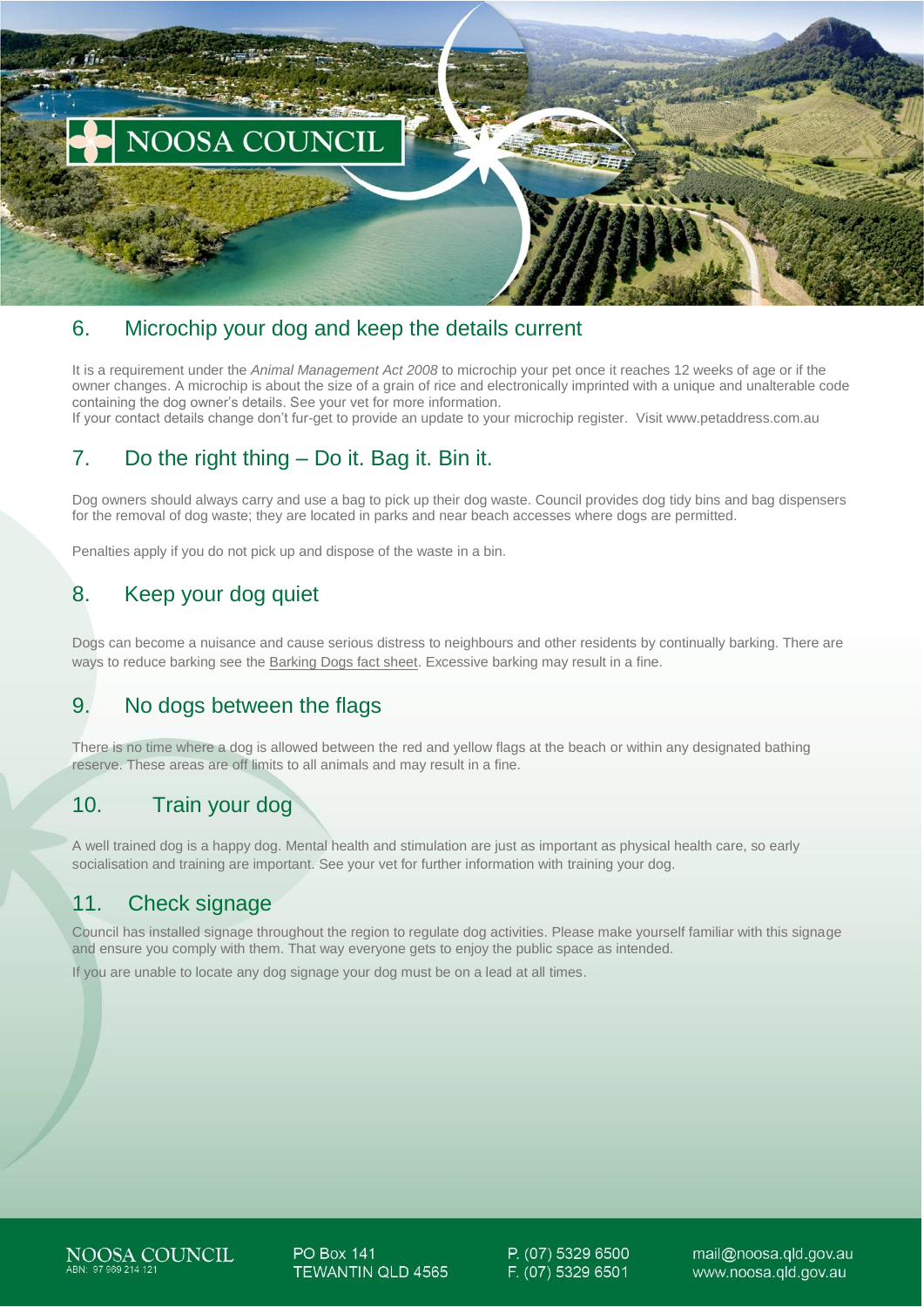## 6. Microchip your dog and keep the details current

It is a requirement under the *Animal Management Act 2008* to microchip your pet once it reaches 12 weeks of age or if the owner changes. A microchip is about the size of a grain of rice and electronically imprinted with a unique and unalterable code containing the dog owner's details. See your vet for more information.
If your contact details change don't fur-get to provide an update to your microchip register. Visit www.petaddress.com.au

## 7. Do the right thing – Do it. Bag it. Bin it.

Dog owners should always carry and use a bag to pick up their dog waste. Council provides dog tidy bins and bag dispensers for the removal of dog waste; they are located in parks and near beach accesses where dogs are permitted.

Penalties apply if you do not pick up and dispose of the waste in a bin.

## 8. Keep your dog quiet

Dogs can become a nuisance and cause serious distress to neighbours and other residents by continually barking. There are ways to reduce barking see the Barking Dogs fact sheet. Excessive barking may result in a fine.

## 9. No dogs between the flags

There is no time where a dog is allowed between the red and yellow flags at the beach or within any designated bathing reserve. These areas are off limits to all animals and may result in a fine.

## 10. Train your dog

A well trained dog is a happy dog. Mental health and stimulation are just as important as physical health care, so early socialisation and training are important. See your vet for further information with training your dog.

## 11. Check signage

Council has installed signage throughout the region to regulate dog activities. Please make yourself familiar with this signage and ensure you comply with them. That way everyone gets to enjoy the public space as intended.

If you are unable to locate any dog signage your dog must be on a lead at all times.

NOOSA COUNCIL
ABN: 97 969 214 121

PO Box 141
TEWANTIN QLD 4565

P. (07) 5329 6500
F. (07) 5329 6501

mail@noosa.qld.gov.au
www.noosa.qld.gov.au